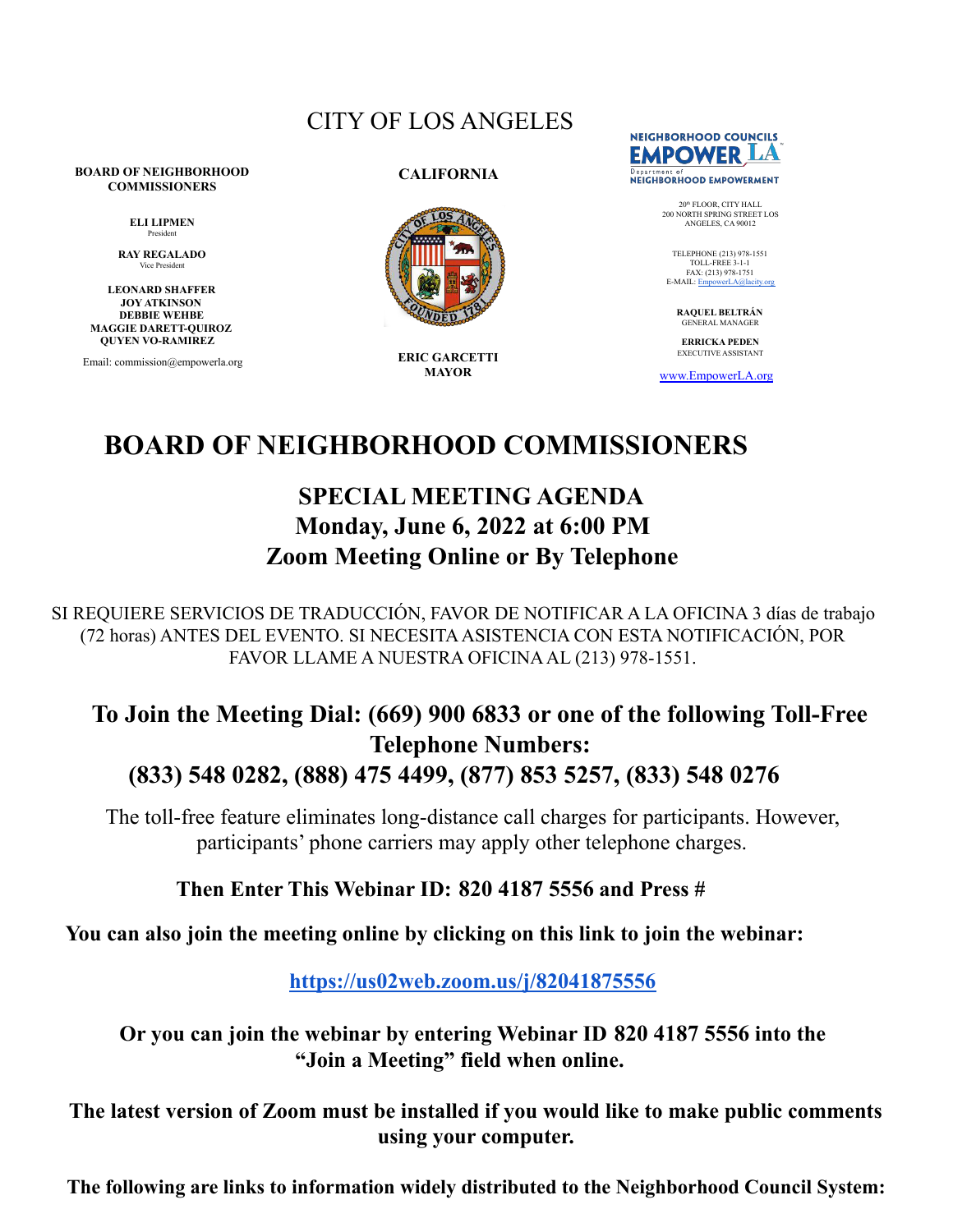CITY OF LOS ANGELES

**BOARD OF NEIGHBORHOOD COMMISSIONERS**

**ELI LIPMEN**
President

**RAY REGALADO**
Vice President

**LEONARD SHAFFER**
**JOY ATKINSON**
**DEBBIE WEHBE**
**MAGGIE DARETT-QUIROZ**
**QUYEN VO-RAMIREZ**

Email: commission@empowerla.org

**CALIFORNIA**

**ERIC GARCETTI**
**MAYOR**

NEIGHBORHOOD COUNCILS
EMPOWER LA
Department of
NEIGHBORHOOD EMPOWERMENT

20th FLOOR, CITY HALL
200 NORTH SPRING STREET LOS ANGELES, CA 90012

TELEPHONE (213) 978-1551
TOLL-FREE 3-1-1
FAX: (213) 978-1751
E-MAIL: EmpowerLA@lacity.org

**RAQUEL BELTRÁN**
GENERAL MANAGER

**ERRICKA PEDEN**
EXECUTIVE ASSISTANT

www.EmpowerLA.org

# BOARD OF NEIGHBORHOOD COMMISSIONERS

## SPECIAL MEETING AGENDA
## Monday, June 6, 2022 at 6:00 PM
## Zoom Meeting Online or By Telephone

SI REQUIERE SERVICIOS DE TRADUCCIÓN, FAVOR DE NOTIFICAR A LA OFICINA 3 días de trabajo (72 horas) ANTES DEL EVENTO. SI NECESITA ASISTENCIA CON ESTA NOTIFICACIÓN, POR FAVOR LLAME A NUESTRA OFICINA AL (213) 978-1551.

**To Join the Meeting Dial: (669) 900 6833 or one of the following Toll-Free Telephone Numbers:**
**(833) 548 0282, (888) 475 4499, (877) 853 5257, (833) 548 0276**

The toll-free feature eliminates long-distance call charges for participants. However, participants' phone carriers may apply other telephone charges.

**Then Enter This Webinar ID: 820 4187 5556 and Press #**

**You can also join the meeting online by clicking on this link to join the webinar:**

**https://us02web.zoom.us/j/82041875556**

**Or you can join the webinar by entering Webinar ID 820 4187 5556 into the "Join a Meeting" field when online.**

**The latest version of Zoom must be installed if you would like to make public comments using your computer.**

**The following are links to information widely distributed to the Neighborhood Council System:**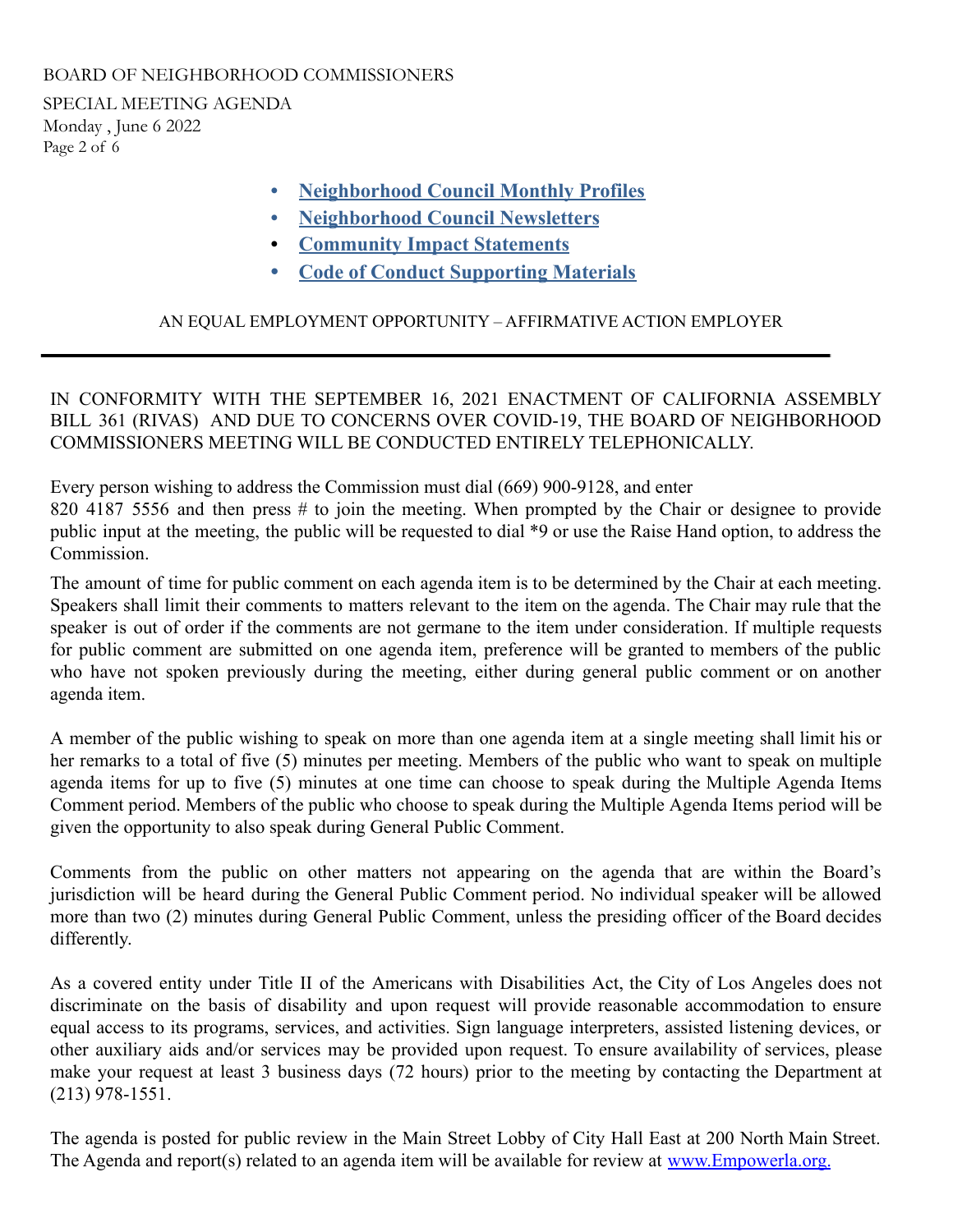- **Neighborhood Council Monthly Profiles**
- **Neighborhood Council Newsletters**
- **Community Impact Statements**
- **Code of Conduct Supporting Materials**

AN EQUAL EMPLOYMENT OPPORTUNITY – AFFIRMATIVE ACTION EMPLOYER

---

IN CONFORMITY WITH THE SEPTEMBER 16, 2021 ENACTMENT OF CALIFORNIA ASSEMBLY BILL 361 (RIVAS) AND DUE TO CONCERNS OVER COVID-19, THE BOARD OF NEIGHBORHOOD COMMISSIONERS MEETING WILL BE CONDUCTED ENTIRELY TELEPHONICALLY.

Every person wishing to address the Commission must dial (669) 900-9128, and enter 820 4187 5556 and then press # to join the meeting. When prompted by the Chair or designee to provide public input at the meeting, the public will be requested to dial *9 or use the Raise Hand option, to address the Commission.

The amount of time for public comment on each agenda item is to be determined by the Chair at each meeting. Speakers shall limit their comments to matters relevant to the item on the agenda. The Chair may rule that the speaker is out of order if the comments are not germane to the item under consideration. If multiple requests for public comment are submitted on one agenda item, preference will be granted to members of the public who have not spoken previously during the meeting, either during general public comment or on another agenda item.

A member of the public wishing to speak on more than one agenda item at a single meeting shall limit his or her remarks to a total of five (5) minutes per meeting. Members of the public who want to speak on multiple agenda items for up to five (5) minutes at one time can choose to speak during the Multiple Agenda Items Comment period. Members of the public who choose to speak during the Multiple Agenda Items period will be given the opportunity to also speak during General Public Comment.

Comments from the public on other matters not appearing on the agenda that are within the Board's jurisdiction will be heard during the General Public Comment period. No individual speaker will be allowed more than two (2) minutes during General Public Comment, unless the presiding officer of the Board decides differently.

As a covered entity under Title II of the Americans with Disabilities Act, the City of Los Angeles does not discriminate on the basis of disability and upon request will provide reasonable accommodation to ensure equal access to its programs, services, and activities. Sign language interpreters, assisted listening devices, or other auxiliary aids and/or services may be provided upon request. To ensure availability of services, please make your request at least 3 business days (72 hours) prior to the meeting by contacting the Department at (213) 978-1551.

The agenda is posted for public review in the Main Street Lobby of City Hall East at 200 North Main Street. The Agenda and report(s) related to an agenda item will be available for review at www.Empowerla.org.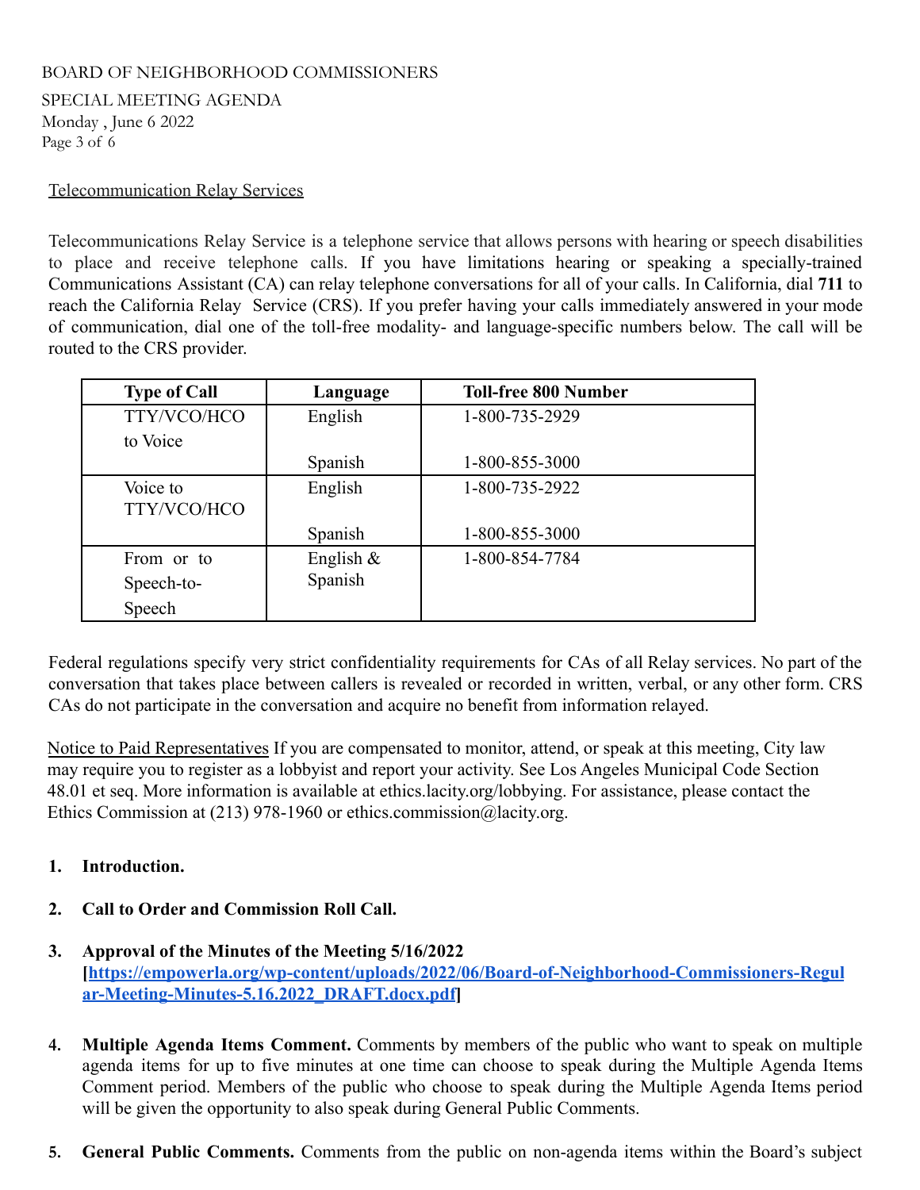Telecommunication Relay Services

Telecommunications Relay Service is a telephone service that allows persons with hearing or speech disabilities to place and receive telephone calls. If you have limitations hearing or speaking a specially-trained Communications Assistant (CA) can relay telephone conversations for all of your calls. In California, dial **711** to reach the California Relay Service (CRS). If you prefer having your calls immediately answered in your mode of communication, dial one of the toll-free modality- and language-specific numbers below. The call will be routed to the CRS provider.

| Type of Call | Language | Toll-free 800 Number |
|---|---|---|
| TTY/VCO/HCO to Voice | English<br>Spanish | 1-800-735-2929<br>1-800-855-3000 |
| Voice to TTY/VCO/HCO | English<br>Spanish | 1-800-735-2922<br>1-800-855-3000 |
| From or to Speech-to-Speech | English & Spanish | 1-800-854-7784 |

Federal regulations specify very strict confidentiality requirements for CAs of all Relay services. No part of the conversation that takes place between callers is revealed or recorded in written, verbal, or any other form. CRS CAs do not participate in the conversation and acquire no benefit from information relayed.

Notice to Paid Representatives If you are compensated to monitor, attend, or speak at this meeting, City law may require you to register as a lobbyist and report your activity. See Los Angeles Municipal Code Section 48.01 et seq. More information is available at ethics.lacity.org/lobbying. For assistance, please contact the Ethics Commission at (213) 978-1960 or ethics.commission@lacity.org.

1. **Introduction.**

2. **Call to Order and Commission Roll Call.**

3. **Approval of the Minutes of the Meeting 5/16/2022 [https://empowerla.org/wp-content/uploads/2022/06/Board-of-Neighborhood-Commissioners-Regular-Meeting-Minutes-5.16.2022_DRAFT.docx.pdf]**

4. **Multiple Agenda Items Comment.** Comments by members of the public who want to speak on multiple agenda items for up to five minutes at one time can choose to speak during the Multiple Agenda Items Comment period. Members of the public who choose to speak during the Multiple Agenda Items period will be given the opportunity to also speak during General Public Comments.

5. **General Public Comments.** Comments from the public on non-agenda items within the Board's subject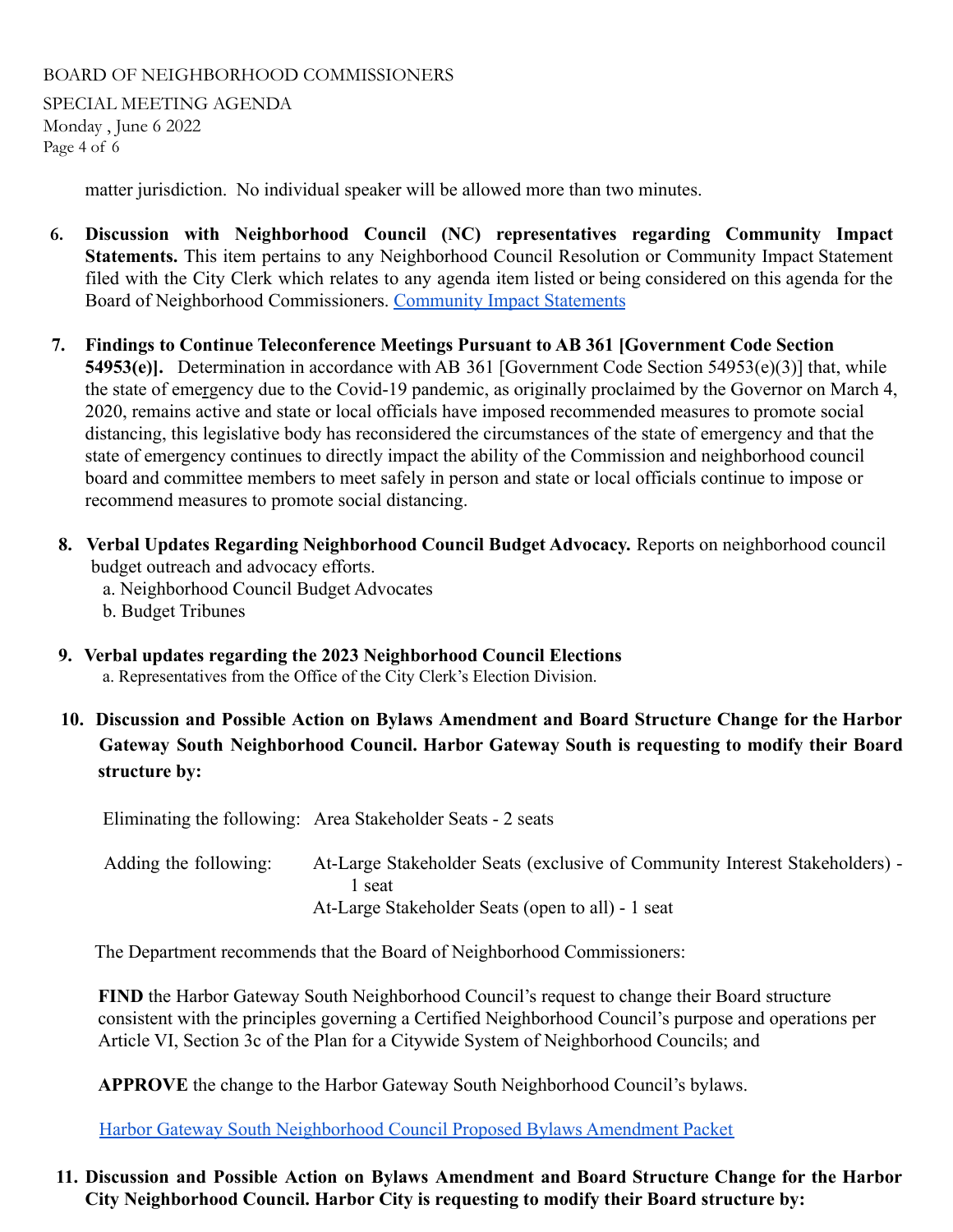matter jurisdiction. No individual speaker will be allowed more than two minutes.

6. **Discussion with Neighborhood Council (NC) representatives regarding Community Impact Statements.** This item pertains to any Neighborhood Council Resolution or Community Impact Statement filed with the City Clerk which relates to any agenda item listed or being considered on this agenda for the Board of Neighborhood Commissioners. [Community Impact Statements]

7. **Findings to Continue Teleconference Meetings Pursuant to AB 361 [Government Code Section 54953(e)].** Determination in accordance with AB 361 [Government Code Section 54953(e)(3)] that, while the state of emergency due to the Covid-19 pandemic, as originally proclaimed by the Governor on March 4, 2020, remains active and state or local officials have imposed recommended measures to promote social distancing, this legislative body has reconsidered the circumstances of the state of emergency and that the state of emergency continues to directly impact the ability of the Commission and neighborhood council board and committee members to meet safely in person and state or local officials continue to impose or recommend measures to promote social distancing.

8. **Verbal Updates Regarding Neighborhood Council Budget Advocacy.** Reports on neighborhood council budget outreach and advocacy efforts.
   a. Neighborhood Council Budget Advocates
   b. Budget Tribunes

9. **Verbal updates regarding the 2023 Neighborhood Council Elections**
   a. Representatives from the Office of the City Clerk's Election Division.

10. **Discussion and Possible Action on Bylaws Amendment and Board Structure Change for the Harbor Gateway South Neighborhood Council. Harbor Gateway South is requesting to modify their Board structure by:**

    Eliminating the following: Area Stakeholder Seats - 2 seats

    Adding the following: At-Large Stakeholder Seats (exclusive of Community Interest Stakeholders) - 1 seat
    At-Large Stakeholder Seats (open to all) - 1 seat

    The Department recommends that the Board of Neighborhood Commissioners:

    **FIND** the Harbor Gateway South Neighborhood Council's request to change their Board structure consistent with the principles governing a Certified Neighborhood Council's purpose and operations per Article VI, Section 3c of the Plan for a Citywide System of Neighborhood Councils; and

    **APPROVE** the change to the Harbor Gateway South Neighborhood Council's bylaws.

    [Harbor Gateway South Neighborhood Council Proposed Bylaws Amendment Packet]

11. **Discussion and Possible Action on Bylaws Amendment and Board Structure Change for the Harbor City Neighborhood Council. Harbor City is requesting to modify their Board structure by:**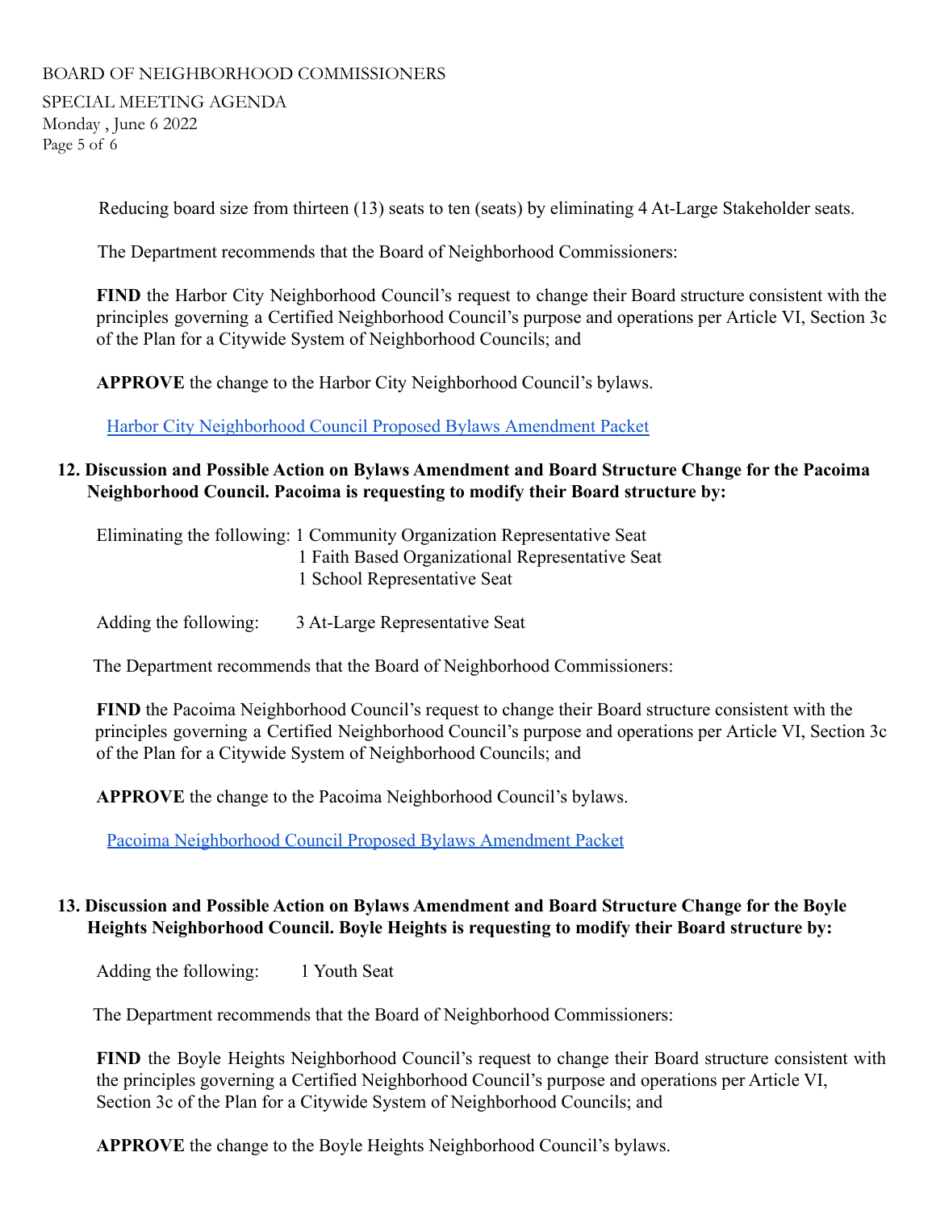Reducing board size from thirteen (13) seats to ten (seats) by eliminating 4 At-Large Stakeholder seats.

The Department recommends that the Board of Neighborhood Commissioners:

**FIND** the Harbor City Neighborhood Council's request to change their Board structure consistent with the principles governing a Certified Neighborhood Council's purpose and operations per Article VI, Section 3c of the Plan for a Citywide System of Neighborhood Councils; and

**APPROVE** the change to the Harbor City Neighborhood Council's bylaws.

Harbor City Neighborhood Council Proposed Bylaws Amendment Packet

**12. Discussion and Possible Action on Bylaws Amendment and Board Structure Change for the Pacoima Neighborhood Council. Pacoima is requesting to modify their Board structure by:**

Eliminating the following: 1 Community Organization Representative Seat
1 Faith Based Organizational Representative Seat
1 School Representative Seat

Adding the following: 3 At-Large Representative Seat

The Department recommends that the Board of Neighborhood Commissioners:

**FIND** the Pacoima Neighborhood Council's request to change their Board structure consistent with the principles governing a Certified Neighborhood Council's purpose and operations per Article VI, Section 3c of the Plan for a Citywide System of Neighborhood Councils; and

**APPROVE** the change to the Pacoima Neighborhood Council's bylaws.

Pacoima Neighborhood Council Proposed Bylaws Amendment Packet

**13. Discussion and Possible Action on Bylaws Amendment and Board Structure Change for the Boyle Heights Neighborhood Council. Boyle Heights is requesting to modify their Board structure by:**

Adding the following: 1 Youth Seat

The Department recommends that the Board of Neighborhood Commissioners:

**FIND** the Boyle Heights Neighborhood Council's request to change their Board structure consistent with the principles governing a Certified Neighborhood Council's purpose and operations per Article VI, Section 3c of the Plan for a Citywide System of Neighborhood Councils; and

**APPROVE** the change to the Boyle Heights Neighborhood Council's bylaws.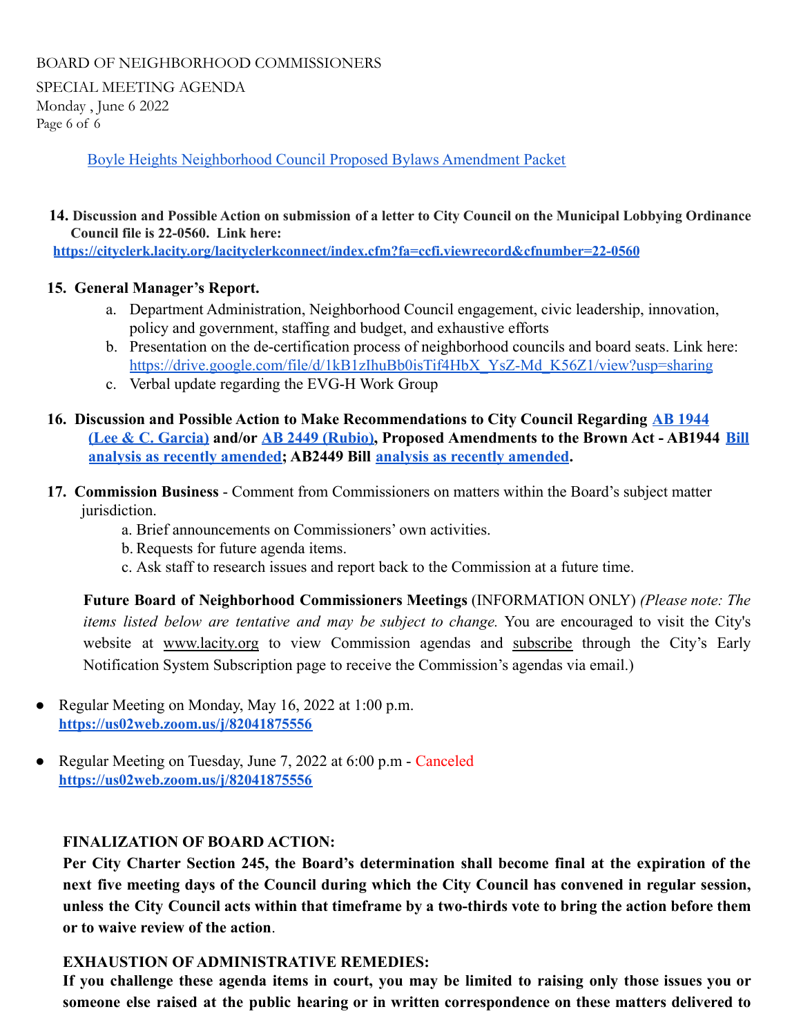Boyle Heights Neighborhood Council Proposed Bylaws Amendment Packet

**14. Discussion and Possible Action on submission of a letter to City Council on the Municipal Lobbying Ordinance Council file is 22-0560. Link here:**
**https://cityclerk.lacity.org/lacityclerkconnect/index.cfm?fa=ccfi.viewrecord&cfnumber=22-0560**

**15. General Manager's Report.**

a. Department Administration, Neighborhood Council engagement, civic leadership, innovation, policy and government, staffing and budget, and exhaustive efforts

b. Presentation on the de-certification process of neighborhood councils and board seats. Link here: https://drive.google.com/file/d/1kB1zIhuBb0isTif4HbX_YsZ-Md_K56Z1/view?usp=sharing

c. Verbal update regarding the EVG-H Work Group

**16. Discussion and Possible Action to Make Recommendations to City Council Regarding AB 1944 (Lee & C. Garcia) and/or AB 2449 (Rubio), Proposed Amendments to the Brown Act - AB1944 Bill analysis as recently amended; AB2449 Bill analysis as recently amended.**

**17. Commission Business** - Comment from Commissioners on matters within the Board's subject matter jurisdiction.

a. Brief announcements on Commissioners' own activities.

b. Requests for future agenda items.

c. Ask staff to research issues and report back to the Commission at a future time.

**Future Board of Neighborhood Commissioners Meetings** (INFORMATION ONLY) *(Please note: The items listed below are tentative and may be subject to change.* You are encouraged to visit the City's website at www.lacity.org to view Commission agendas and subscribe through the City's Early Notification System Subscription page to receive the Commission's agendas via email.)

- Regular Meeting on Monday, May 16, 2022 at 1:00 p.m.
  **https://us02web.zoom.us/j/82041875556**

- Regular Meeting on Tuesday, June 7, 2022 at 6:00 p.m - Canceled
  **https://us02web.zoom.us/j/82041875556**

**FINALIZATION OF BOARD ACTION:**

**Per City Charter Section 245, the Board's determination shall become final at the expiration of the next five meeting days of the Council during which the City Council has convened in regular session, unless the City Council acts within that timeframe by a two-thirds vote to bring the action before them or to waive review of the action**.

**EXHAUSTION OF ADMINISTRATIVE REMEDIES:**

**If you challenge these agenda items in court, you may be limited to raising only those issues you or someone else raised at the public hearing or in written correspondence on these matters delivered to**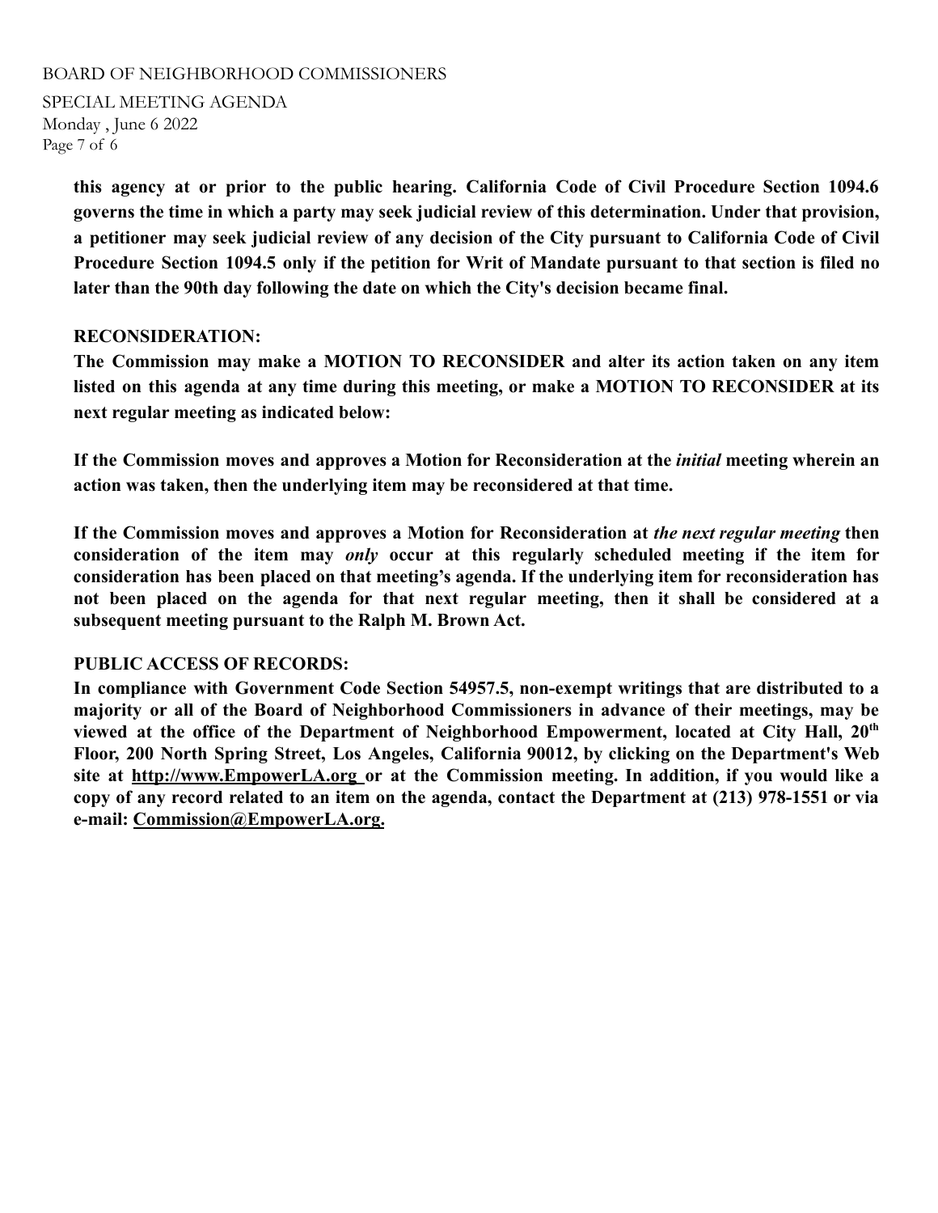**this agency at or prior to the public hearing. California Code of Civil Procedure Section 1094.6 governs the time in which a party may seek judicial review of this determination. Under that provision, a petitioner may seek judicial review of any decision of the City pursuant to California Code of Civil Procedure Section 1094.5 only if the petition for Writ of Mandate pursuant to that section is filed no later than the 90th day following the date on which the City's decision became final.**

**RECONSIDERATION:**

**The Commission may make a MOTION TO RECONSIDER and alter its action taken on any item listed on this agenda at any time during this meeting, or make a MOTION TO RECONSIDER at its next regular meeting as indicated below:**

**If the Commission moves and approves a Motion for Reconsideration at the *initial* meeting wherein an action was taken, then the underlying item may be reconsidered at that time.**

**If the Commission moves and approves a Motion for Reconsideration at *the next regular meeting* then consideration of the item may *only* occur at this regularly scheduled meeting if the item for consideration has been placed on that meeting's agenda. If the underlying item for reconsideration has not been placed on the agenda for that next regular meeting, then it shall be considered at a subsequent meeting pursuant to the Ralph M. Brown Act.**

**PUBLIC ACCESS OF RECORDS:**

**In compliance with Government Code Section 54957.5, non-exempt writings that are distributed to a majority or all of the Board of Neighborhood Commissioners in advance of their meetings, may be viewed at the office of the Department of Neighborhood Empowerment, located at City Hall, 20th Floor, 200 North Spring Street, Los Angeles, California 90012, by clicking on the Department's Web site at http://www.EmpowerLA.org or at the Commission meeting. In addition, if you would like a copy of any record related to an item on the agenda, contact the Department at (213) 978-1551 or via e-mail: Commission@EmpowerLA.org.**